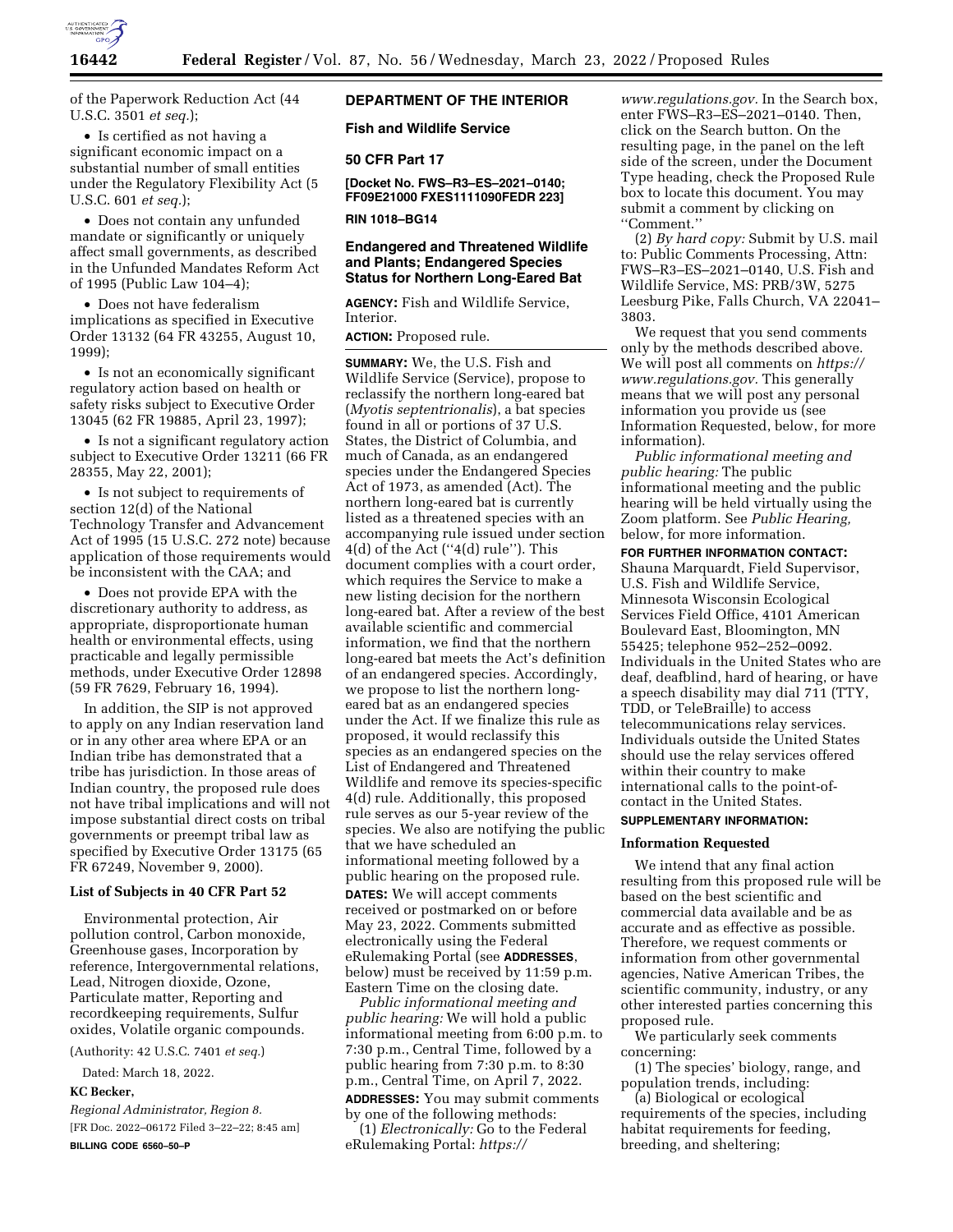of the Paperwork Reduction Act (44 U.S.C. 3501 *et seq.*);

- Is certified as not having a significant economic impact on a substantial number of small entities under the Regulatory Flexibility Act (5 U.S.C. 601 *et seq.*);
- Does not contain any unfunded mandate or significantly or uniquely affect small governments, as described in the Unfunded Mandates Reform Act of 1995 (Public Law 104–4);
- Does not have federalism implications as specified in Executive Order 13132 (64 FR 43255, August 10, 1999);
- Is not an economically significant regulatory action based on health or safety risks subject to Executive Order 13045 (62 FR 19885, April 23, 1997);
- Is not a significant regulatory action subject to Executive Order 13211 (66 FR 28355, May 22, 2001);
- Is not subject to requirements of section 12(d) of the National Technology Transfer and Advancement Act of 1995 (15 U.S.C. 272 note) because application of those requirements would be inconsistent with the CAA; and
- Does not provide EPA with the discretionary authority to address, as appropriate, disproportionate human health or environmental effects, using practicable and legally permissible methods, under Executive Order 12898 (59 FR 7629, February 16, 1994).

In addition, the SIP is not approved to apply on any Indian reservation land or in any other area where EPA or an Indian tribe has demonstrated that a tribe has jurisdiction. In those areas of Indian country, the proposed rule does not have tribal implications and will not impose substantial direct costs on tribal governments or preempt tribal law as specified by Executive Order 13175 (65 FR 67249, November 9, 2000).

**List of Subjects in 40 CFR Part 52**

Environmental protection, Air pollution control, Carbon monoxide, Greenhouse gases, Incorporation by reference, Intergovernmental relations, Lead, Nitrogen dioxide, Ozone, Particulate matter, Reporting and recordkeeping requirements, Sulfur oxides, Volatile organic compounds.

(Authority: 42 U.S.C. 7401 *et seq.*)

Dated: March 18, 2022.

**KC Becker,**

*Regional Administrator, Region 8.*

[FR Doc. 2022–06172 Filed 3–22–22; 8:45 am]

**BILLING CODE 6560–50–P**

**DEPARTMENT OF THE INTERIOR**

**Fish and Wildlife Service**

**50 CFR Part 17**

**[Docket No. FWS–R3–ES–2021–0140; FF09E21000 FXES1111090FEDR 223]**

**RIN 1018–BG14**

## Endangered and Threatened Wildlife and Plants; Endangered Species Status for Northern Long-Eared Bat

**AGENCY:** Fish and Wildlife Service, Interior.

**ACTION:** Proposed rule.

**SUMMARY:** We, the U.S. Fish and Wildlife Service (Service), propose to reclassify the northern long-eared bat (*Myotis septentrionalis*), a bat species found in all or portions of 37 U.S. States, the District of Columbia, and much of Canada, as an endangered species under the Endangered Species Act of 1973, as amended (Act). The northern long-eared bat is currently listed as a threatened species with an accompanying rule issued under section 4(d) of the Act (''4(d) rule''). This document complies with a court order, which requires the Service to make a new listing decision for the northern long-eared bat. After a review of the best available scientific and commercial information, we find that the northern long-eared bat meets the Act's definition of an endangered species. Accordingly, we propose to list the northern long-eared bat as an endangered species under the Act. If we finalize this rule as proposed, it would reclassify this species as an endangered species on the List of Endangered and Threatened Wildlife and remove its species-specific 4(d) rule. Additionally, this proposed rule serves as our 5-year review of the species. We also are notifying the public that we have scheduled an informational meeting followed by a public hearing on the proposed rule.

**DATES:** We will accept comments received or postmarked on or before May 23, 2022. Comments submitted electronically using the Federal eRulemaking Portal (see **ADDRESSES**, below) must be received by 11:59 p.m. Eastern Time on the closing date.

*Public informational meeting and public hearing:* We will hold a public informational meeting from 6:00 p.m. to 7:30 p.m., Central Time, followed by a public hearing from 7:30 p.m. to 8:30 p.m., Central Time, on April 7, 2022.

**ADDRESSES:** You may submit comments by one of the following methods:

(1) *Electronically:* Go to the Federal eRulemaking Portal: *https://www.regulations.gov.* In the Search box, enter FWS–R3–ES–2021–0140. Then, click on the Search button. On the resulting page, in the panel on the left side of the screen, under the Document Type heading, check the Proposed Rule box to locate this document. You may submit a comment by clicking on ''Comment.''

(2) *By hard copy:* Submit by U.S. mail to: Public Comments Processing, Attn: FWS–R3–ES–2021–0140, U.S. Fish and Wildlife Service, MS: PRB/3W, 5275 Leesburg Pike, Falls Church, VA 22041–3803.

We request that you send comments only by the methods described above. We will post all comments on *https://www.regulations.gov.* This generally means that we will post any personal information you provide us (see Information Requested, below, for more information).

*Public informational meeting and public hearing:* The public informational meeting and the public hearing will be held virtually using the Zoom platform. See *Public Hearing,* below, for more information.

**FOR FURTHER INFORMATION CONTACT:** Shauna Marquardt, Field Supervisor, U.S. Fish and Wildlife Service, Minnesota Wisconsin Ecological Services Field Office, 4101 American Boulevard East, Bloomington, MN 55425; telephone 952–252–0092. Individuals in the United States who are deaf, deafblind, hard of hearing, or have a speech disability may dial 711 (TTY, TDD, or TeleBraille) to access telecommunications relay services. Individuals outside the United States should use the relay services offered within their country to make international calls to the point-of-contact in the United States.

**SUPPLEMENTARY INFORMATION:**

### Information Requested

We intend that any final action resulting from this proposed rule will be based on the best scientific and commercial data available and be as accurate and as effective as possible. Therefore, we request comments or information from other governmental agencies, Native American Tribes, the scientific community, industry, or any other interested parties concerning this proposed rule.

We particularly seek comments concerning:

(1) The species' biology, range, and population trends, including:

(a) Biological or ecological requirements of the species, including habitat requirements for feeding, breeding, and sheltering;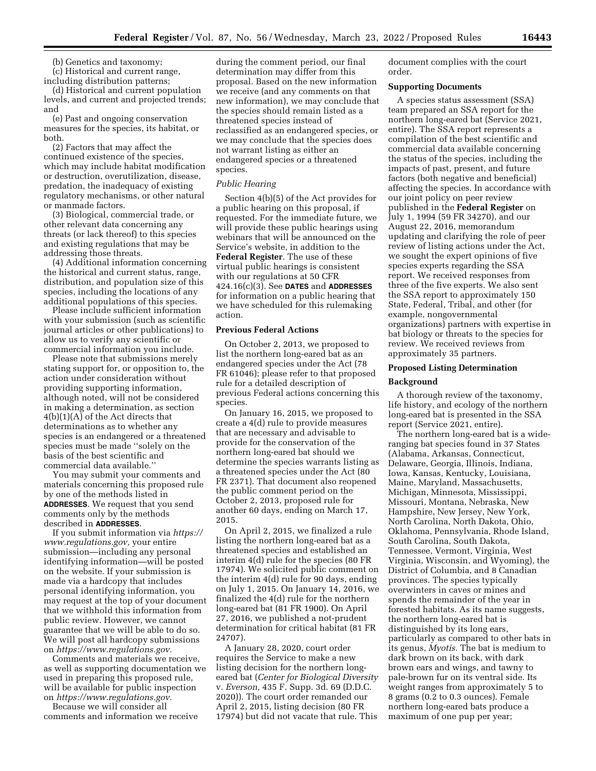(b) Genetics and taxonomy;

(c) Historical and current range, including distribution patterns;

(d) Historical and current population levels, and current and projected trends; and

(e) Past and ongoing conservation measures for the species, its habitat, or both.

(2) Factors that may affect the continued existence of the species, which may include habitat modification or destruction, overutilization, disease, predation, the inadequacy of existing regulatory mechanisms, or other natural or manmade factors.

(3) Biological, commercial trade, or other relevant data concerning any threats (or lack thereof) to this species and existing regulations that may be addressing those threats.

(4) Additional information concerning the historical and current status, range, distribution, and population size of this species, including the locations of any additional populations of this species.

Please include sufficient information with your submission (such as scientific journal articles or other publications) to allow us to verify any scientific or commercial information you include.

Please note that submissions merely stating support for, or opposition to, the action under consideration without providing supporting information, although noted, will not be considered in making a determination, as section 4(b)(1)(A) of the Act directs that determinations as to whether any species is an endangered or a threatened species must be made ''solely on the basis of the best scientific and commercial data available.''

You may submit your comments and materials concerning this proposed rule by one of the methods listed in **ADDRESSES**. We request that you send comments only by the methods described in **ADDRESSES**.

If you submit information via *https://www.regulations.gov,* your entire submission—including any personal identifying information—will be posted on the website. If your submission is made via a hardcopy that includes personal identifying information, you may request at the top of your document that we withhold this information from public review. However, we cannot guarantee that we will be able to do so. We will post all hardcopy submissions on *https://www.regulations.gov.*

Comments and materials we receive, as well as supporting documentation we used in preparing this proposed rule, will be available for public inspection on *https://www.regulations.gov.*

Because we will consider all comments and information we receive during the comment period, our final determination may differ from this proposal. Based on the new information we receive (and any comments on that new information), we may conclude that the species should remain listed as a threatened species instead of reclassified as an endangered species, or we may conclude that the species does not warrant listing as either an endangered species or a threatened species.

*Public Hearing*

Section 4(b)(5) of the Act provides for a public hearing on this proposal, if requested. For the immediate future, we will provide these public hearings using webinars that will be announced on the Service's website, in addition to the **Federal Register**. The use of these virtual public hearings is consistent with our regulations at 50 CFR 424.16(c)(3). See **DATES** and **ADDRESSES** for information on a public hearing that we have scheduled for this rulemaking action.

**Previous Federal Actions**

On October 2, 2013, we proposed to list the northern long-eared bat as an endangered species under the Act (78 FR 61046); please refer to that proposed rule for a detailed description of previous Federal actions concerning this species.

On January 16, 2015, we proposed to create a 4(d) rule to provide measures that are necessary and advisable to provide for the conservation of the northern long-eared bat should we determine the species warrants listing as a threatened species under the Act (80 FR 2371). That document also reopened the public comment period on the October 2, 2013, proposed rule for another 60 days, ending on March 17, 2015.

On April 2, 2015, we finalized a rule listing the northern long-eared bat as a threatened species and established an interim 4(d) rule for the species (80 FR 17974). We solicited public comment on the interim 4(d) rule for 90 days, ending on July 1, 2015. On January 14, 2016, we finalized the 4(d) rule for the northern long-eared bat (81 FR 1900). On April 27, 2016, we published a not-prudent determination for critical habitat (81 FR 24707).

A January 28, 2020, court order requires the Service to make a new listing decision for the northern long-eared bat (*Center for Biological Diversity* v. *Everson,* 435 F. Supp. 3d. 69 (D.D.C. 2020)). The court order remanded our April 2, 2015, listing decision (80 FR 17974) but did not vacate that rule. This document complies with the court order.

**Supporting Documents**

A species status assessment (SSA) team prepared an SSA report for the northern long-eared bat (Service 2021, entire). The SSA report represents a compilation of the best scientific and commercial data available concerning the status of the species, including the impacts of past, present, and future factors (both negative and beneficial) affecting the species. In accordance with our joint policy on peer review published in the **Federal Register** on July 1, 1994 (59 FR 34270), and our August 22, 2016, memorandum updating and clarifying the role of peer review of listing actions under the Act, we sought the expert opinions of five species experts regarding the SSA report. We received responses from three of the five experts. We also sent the SSA report to approximately 150 State, Federal, Tribal, and other (for example, nongovernmental organizations) partners with expertise in bat biology or threats to the species for review. We received reviews from approximately 35 partners.

**Proposed Listing Determination**

**Background**

A thorough review of the taxonomy, life history, and ecology of the northern long-eared bat is presented in the SSA report (Service 2021, entire).

The northern long-eared bat is a wide-ranging bat species found in 37 States (Alabama, Arkansas, Connecticut, Delaware, Georgia, Illinois, Indiana, Iowa, Kansas, Kentucky, Louisiana, Maine, Maryland, Massachusetts, Michigan, Minnesota, Mississippi, Missouri, Montana, Nebraska, New Hampshire, New Jersey, New York, North Carolina, North Dakota, Ohio, Oklahoma, Pennsylvania, Rhode Island, South Carolina, South Dakota, Tennessee, Vermont, Virginia, West Virginia, Wisconsin, and Wyoming), the District of Columbia, and 8 Canadian provinces. The species typically overwinters in caves or mines and spends the remainder of the year in forested habitats. As its name suggests, the northern long-eared bat is distinguished by its long ears, particularly as compared to other bats in its genus, *Myotis.* The bat is medium to dark brown on its back, with dark brown ears and wings, and tawny to pale-brown fur on its ventral side. Its weight ranges from approximately 5 to 8 grams (0.2 to 0.3 ounces). Female northern long-eared bats produce a maximum of one pup per year;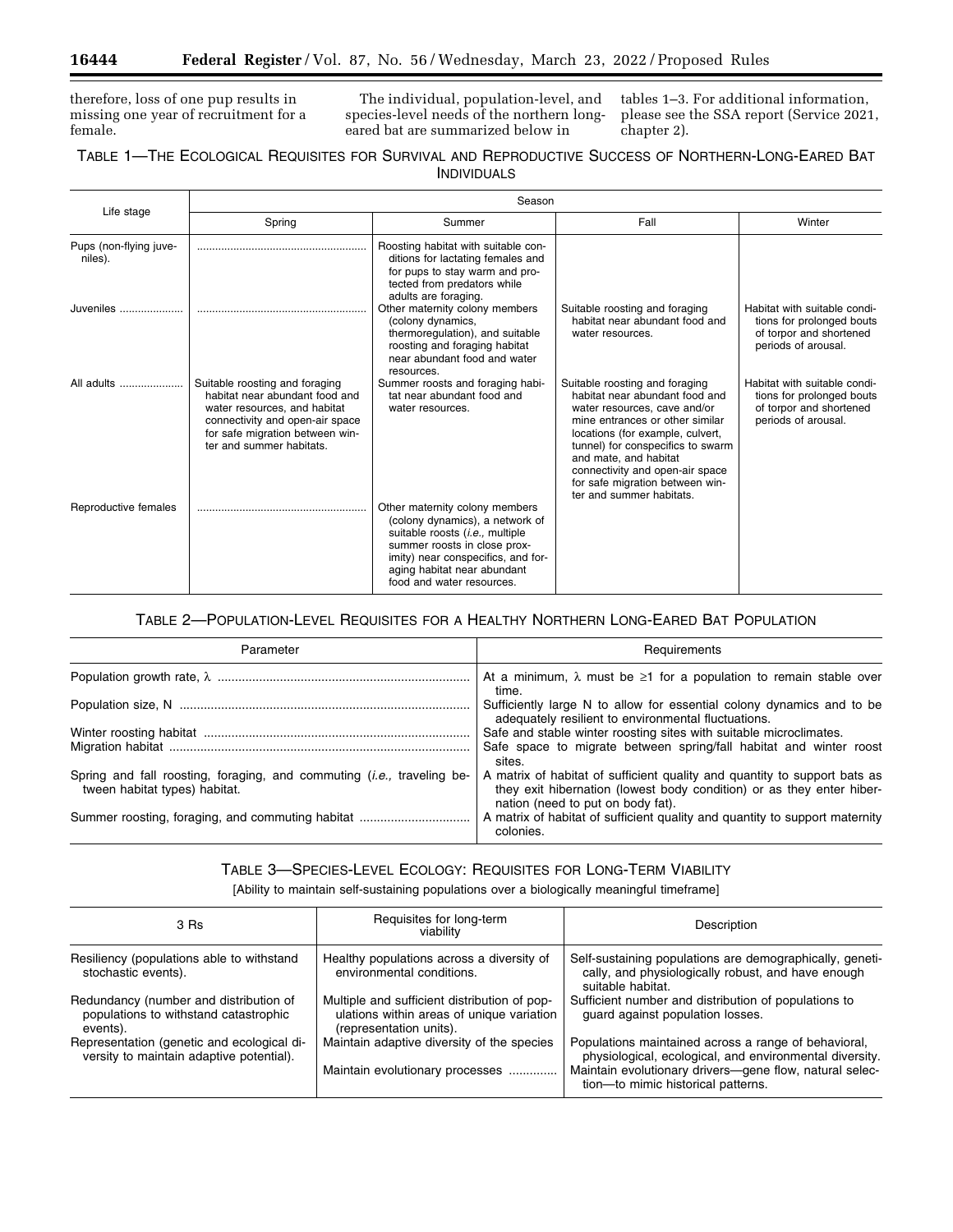therefore, loss of one pup results in missing one year of recruitment for a female.

The individual, population-level, and species-level needs of the northern long-eared bat are summarized below in tables 1–3. For additional information, please see the SSA report (Service 2021, chapter 2).

TABLE 1—THE ECOLOGICAL REQUISITES FOR SURVIVAL AND REPRODUCTIVE SUCCESS OF NORTHERN-LONG-EARED BAT INDIVIDUALS

| Life stage | Season | | | |
|---|---|---|---|---|
| | Spring | Summer | Fall | Winter |
| Pups (non-flying juveniles). | | Roosting habitat with suitable conditions for lactating females and for pups to stay warm and protected from predators while adults are foraging. | | |
| Juveniles | | Other maternity colony members (colony dynamics, thermoregulation), and suitable roosting and foraging habitat near abundant food and water resources. | Suitable roosting and foraging habitat near abundant food and water resources. | Habitat with suitable conditions for prolonged bouts of torpor and shortened periods of arousal. |
| All adults | Suitable roosting and foraging habitat near abundant food and water resources, and habitat connectivity and open-air space for safe migration between winter and summer habitats. | Summer roosts and foraging habitat near abundant food and water resources. | Suitable roosting and foraging habitat near abundant food and water resources, cave and/or mine entrances or other similar locations (for example, culvert, tunnel) for conspecifics to swarm and mate, and habitat connectivity and open-air space for safe migration between winter and summer habitats. | Habitat with suitable conditions for prolonged bouts of torpor and shortened periods of arousal. |
| Reproductive females | | Other maternity colony members (colony dynamics), a network of suitable roosts (*i.e.,* multiple summer roosts in close proximity) near conspecifics, and foraging habitat near abundant food and water resources. | | |

TABLE 2—POPULATION-LEVEL REQUISITES FOR A HEALTHY NORTHERN LONG-EARED BAT POPULATION

| Parameter | Requirements |
|---|---|
| Population growth rate, $\lambda$ | At a minimum, $\lambda$ must be $\geq 1$ for a population to remain stable over time. |
| Population size, N | Sufficiently large N to allow for essential colony dynamics and to be adequately resilient to environmental fluctuations. |
| Winter roosting habitat | Safe and stable winter roosting sites with suitable microclimates. |
| Migration habitat | Safe space to migrate between spring/fall habitat and winter roost sites. |
| Spring and fall roosting, foraging, and commuting (*i.e.,* traveling between habitat types) habitat. | A matrix of habitat of sufficient quality and quantity to support bats as they exit hibernation (lowest body condition) or as they enter hibernation (need to put on body fat). |
| Summer roosting, foraging, and commuting habitat | A matrix of habitat of sufficient quality and quantity to support maternity colonies. |

TABLE 3—SPECIES-LEVEL ECOLOGY: REQUISITES FOR LONG-TERM VIABILITY

[Ability to maintain self-sustaining populations over a biologically meaningful timeframe]

| 3 Rs | Requisites for long-term viability | Description |
|---|---|---|
| Resiliency (populations able to withstand stochastic events). | Healthy populations across a diversity of environmental conditions. | Self-sustaining populations are demographically, genetically, and physiologically robust, and have enough suitable habitat. |
| Redundancy (number and distribution of populations to withstand catastrophic events). | Multiple and sufficient distribution of populations within areas of unique variation (representation units). | Sufficient number and distribution of populations to guard against population losses. |
| Representation (genetic and ecological diversity to maintain adaptive potential). | Maintain adaptive diversity of the species | Populations maintained across a range of behavioral, physiological, ecological, and environmental diversity. |
| | Maintain evolutionary processes | Maintain evolutionary drivers—gene flow, natural selection—to mimic historical patterns. |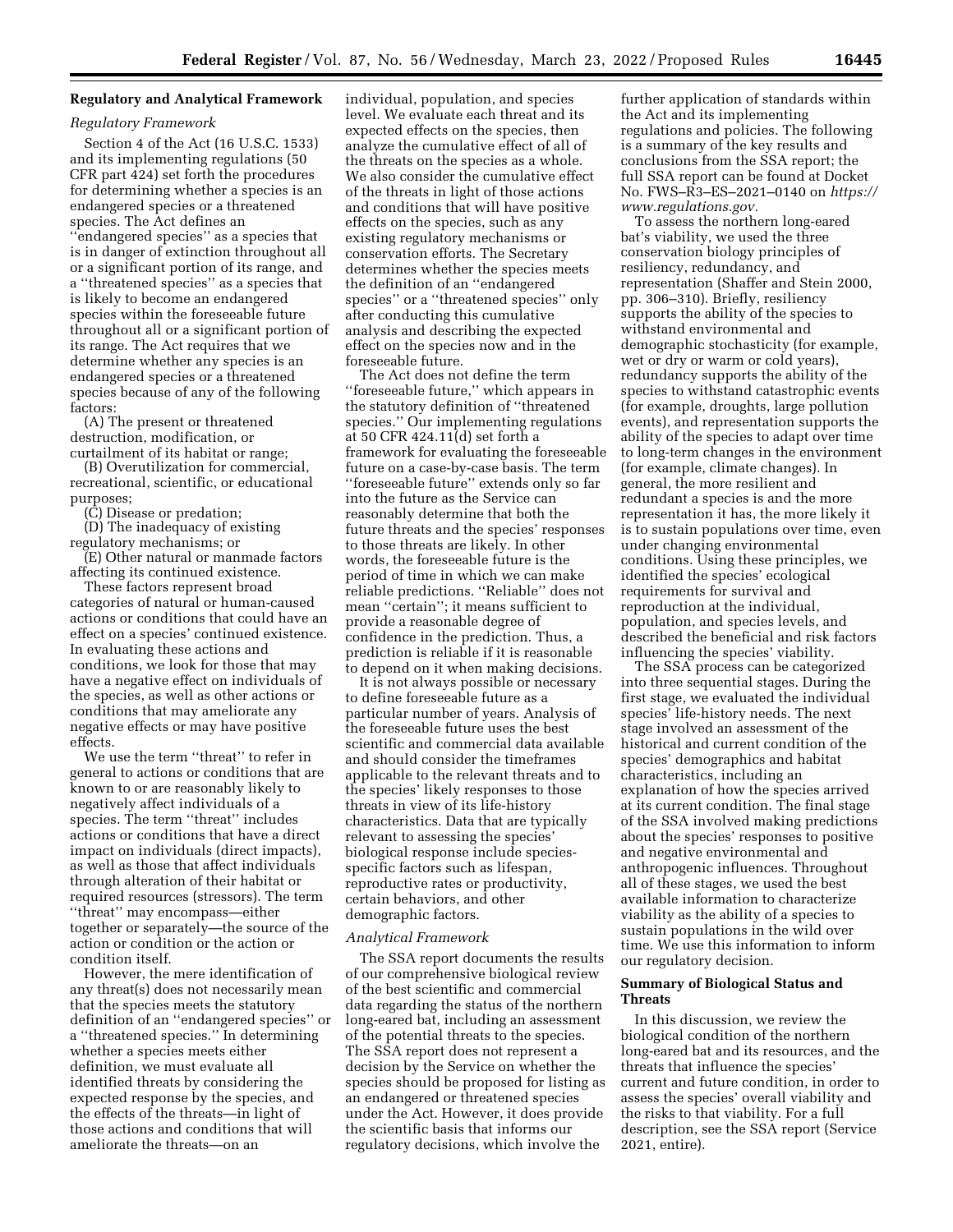## Regulatory and Analytical Framework

### *Regulatory Framework*

Section 4 of the Act (16 U.S.C. 1533) and its implementing regulations (50 CFR part 424) set forth the procedures for determining whether a species is an endangered species or a threatened species. The Act defines an "endangered species" as a species that is in danger of extinction throughout all or a significant portion of its range, and a "threatened species" as a species that is likely to become an endangered species within the foreseeable future throughout all or a significant portion of its range. The Act requires that we determine whether any species is an endangered species or a threatened species because of any of the following factors:

(A) The present or threatened destruction, modification, or curtailment of its habitat or range;

(B) Overutilization for commercial, recreational, scientific, or educational purposes;

(C) Disease or predation;

(D) The inadequacy of existing regulatory mechanisms; or

(E) Other natural or manmade factors affecting its continued existence.

These factors represent broad categories of natural or human-caused actions or conditions that could have an effect on a species' continued existence. In evaluating these actions and conditions, we look for those that may have a negative effect on individuals of the species, as well as other actions or conditions that may ameliorate any negative effects or may have positive effects.

We use the term "threat" to refer in general to actions or conditions that are known to or are reasonably likely to negatively affect individuals of a species. The term "threat" includes actions or conditions that have a direct impact on individuals (direct impacts), as well as those that affect individuals through alteration of their habitat or required resources (stressors). The term "threat" may encompass—either together or separately—the source of the action or condition or the action or condition itself.

However, the mere identification of any threat(s) does not necessarily mean that the species meets the statutory definition of an "endangered species" or a "threatened species." In determining whether a species meets either definition, we must evaluate all identified threats by considering the expected response by the species, and the effects of the threats—in light of those actions and conditions that will ameliorate the threats—on an individual, population, and species level. We evaluate each threat and its expected effects on the species, then analyze the cumulative effect of all of the threats on the species as a whole. We also consider the cumulative effect of the threats in light of those actions and conditions that will have positive effects on the species, such as any existing regulatory mechanisms or conservation efforts. The Secretary determines whether the species meets the definition of an "endangered species" or a "threatened species" only after conducting this cumulative analysis and describing the expected effect on the species now and in the foreseeable future.

The Act does not define the term "foreseeable future," which appears in the statutory definition of "threatened species." Our implementing regulations at 50 CFR 424.11(d) set forth a framework for evaluating the foreseeable future on a case-by-case basis. The term "foreseeable future" extends only so far into the future as the Service can reasonably determine that both the future threats and the species' responses to those threats are likely. In other words, the foreseeable future is the period of time in which we can make reliable predictions. "Reliable" does not mean "certain"; it means sufficient to provide a reasonable degree of confidence in the prediction. Thus, a prediction is reliable if it is reasonable to depend on it when making decisions.

It is not always possible or necessary to define foreseeable future as a particular number of years. Analysis of the foreseeable future uses the best scientific and commercial data available and should consider the timeframes applicable to the relevant threats and to the species' likely responses to those threats in view of its life-history characteristics. Data that are typically relevant to assessing the species' biological response include species-specific factors such as lifespan, reproductive rates or productivity, certain behaviors, and other demographic factors.

### *Analytical Framework*

The SSA report documents the results of our comprehensive biological review of the best scientific and commercial data regarding the status of the northern long-eared bat, including an assessment of the potential threats to the species. The SSA report does not represent a decision by the Service on whether the species should be proposed for listing as an endangered or threatened species under the Act. However, it does provide the scientific basis that informs our regulatory decisions, which involve the further application of standards within the Act and its implementing regulations and policies. The following is a summary of the key results and conclusions from the SSA report; the full SSA report can be found at Docket No. FWS–R3–ES–2021–0140 on *https://www.regulations.gov.*

To assess the northern long-eared bat's viability, we used the three conservation biology principles of resiliency, redundancy, and representation (Shaffer and Stein 2000, pp. 306–310). Briefly, resiliency supports the ability of the species to withstand environmental and demographic stochasticity (for example, wet or dry or warm or cold years), redundancy supports the ability of the species to withstand catastrophic events (for example, droughts, large pollution events), and representation supports the ability of the species to adapt over time to long-term changes in the environment (for example, climate changes). In general, the more resilient and redundant a species is and the more representation it has, the more likely it is to sustain populations over time, even under changing environmental conditions. Using these principles, we identified the species' ecological requirements for survival and reproduction at the individual, population, and species levels, and described the beneficial and risk factors influencing the species' viability.

The SSA process can be categorized into three sequential stages. During the first stage, we evaluated the individual species' life-history needs. The next stage involved an assessment of the historical and current condition of the species' demographics and habitat characteristics, including an explanation of how the species arrived at its current condition. The final stage of the SSA involved making predictions about the species' responses to positive and negative environmental and anthropogenic influences. Throughout all of these stages, we used the best available information to characterize viability as the ability of a species to sustain populations in the wild over time. We use this information to inform our regulatory decision.

## Summary of Biological Status and Threats

In this discussion, we review the biological condition of the northern long-eared bat and its resources, and the threats that influence the species' current and future condition, in order to assess the species' overall viability and the risks to that viability. For a full description, see the SSA report (Service 2021, entire).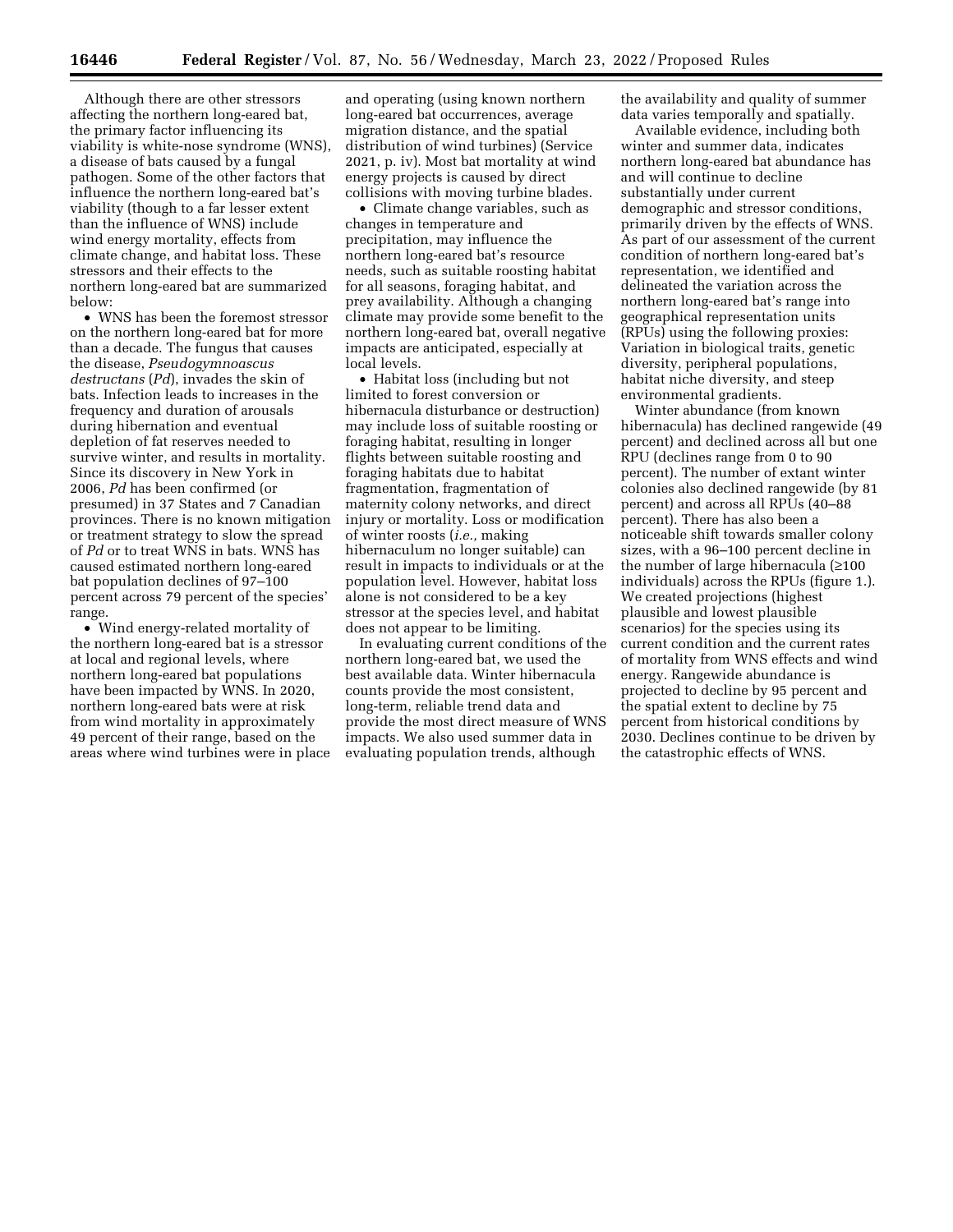Although there are other stressors affecting the northern long-eared bat, the primary factor influencing its viability is white-nose syndrome (WNS), a disease of bats caused by a fungal pathogen. Some of the other factors that influence the northern long-eared bat's viability (though to a far lesser extent than the influence of WNS) include wind energy mortality, effects from climate change, and habitat loss. These stressors and their effects to the northern long-eared bat are summarized below:

- WNS has been the foremost stressor on the northern long-eared bat for more than a decade. The fungus that causes the disease, *Pseudogymnoascus destructans* (*Pd*), invades the skin of bats. Infection leads to increases in the frequency and duration of arousals during hibernation and eventual depletion of fat reserves needed to survive winter, and results in mortality. Since its discovery in New York in 2006, *Pd* has been confirmed (or presumed) in 37 States and 7 Canadian provinces. There is no known mitigation or treatment strategy to slow the spread of *Pd* or to treat WNS in bats. WNS has caused estimated northern long-eared bat population declines of 97–100 percent across 79 percent of the species' range.
- Wind energy-related mortality of the northern long-eared bat is a stressor at local and regional levels, where northern long-eared bat populations have been impacted by WNS. In 2020, northern long-eared bats were at risk from wind mortality in approximately 49 percent of their range, based on the areas where wind turbines were in place and operating (using known northern long-eared bat occurrences, average migration distance, and the spatial distribution of wind turbines) (Service 2021, p. iv). Most bat mortality at wind energy projects is caused by direct collisions with moving turbine blades.
- Climate change variables, such as changes in temperature and precipitation, may influence the northern long-eared bat's resource needs, such as suitable roosting habitat for all seasons, foraging habitat, and prey availability. Although a changing climate may provide some benefit to the northern long-eared bat, overall negative impacts are anticipated, especially at local levels.
- Habitat loss (including but not limited to forest conversion or hibernacula disturbance or destruction) may include loss of suitable roosting or foraging habitat, resulting in longer flights between suitable roosting and foraging habitats due to habitat fragmentation, fragmentation of maternity colony networks, and direct injury or mortality. Loss or modification of winter roosts (*i.e.,* making hibernaculum no longer suitable) can result in impacts to individuals or at the population level. However, habitat loss alone is not considered to be a key stressor at the species level, and habitat does not appear to be limiting.

In evaluating current conditions of the northern long-eared bat, we used the best available data. Winter hibernacula counts provide the most consistent, long-term, reliable trend data and provide the most direct measure of WNS impacts. We also used summer data in evaluating population trends, although the availability and quality of summer data varies temporally and spatially.

Available evidence, including both winter and summer data, indicates northern long-eared bat abundance has and will continue to decline substantially under current demographic and stressor conditions, primarily driven by the effects of WNS. As part of our assessment of the current condition of northern long-eared bat's representation, we identified and delineated the variation across the northern long-eared bat's range into geographical representation units (RPUs) using the following proxies: Variation in biological traits, genetic diversity, peripheral populations, habitat niche diversity, and steep environmental gradients.

Winter abundance (from known hibernacula) has declined rangewide (49 percent) and declined across all but one RPU (declines range from 0 to 90 percent). The number of extant winter colonies also declined rangewide (by 81 percent) and across all RPUs (40–88 percent). There has also been a noticeable shift towards smaller colony sizes, with a 96–100 percent decline in the number of large hibernacula (≥100 individuals) across the RPUs (figure 1.). We created projections (highest plausible and lowest plausible scenarios) for the species using its current condition and the current rates of mortality from WNS effects and wind energy. Rangewide abundance is projected to decline by 95 percent and the spatial extent to decline by 75 percent from historical conditions by 2030. Declines continue to be driven by the catastrophic effects of WNS.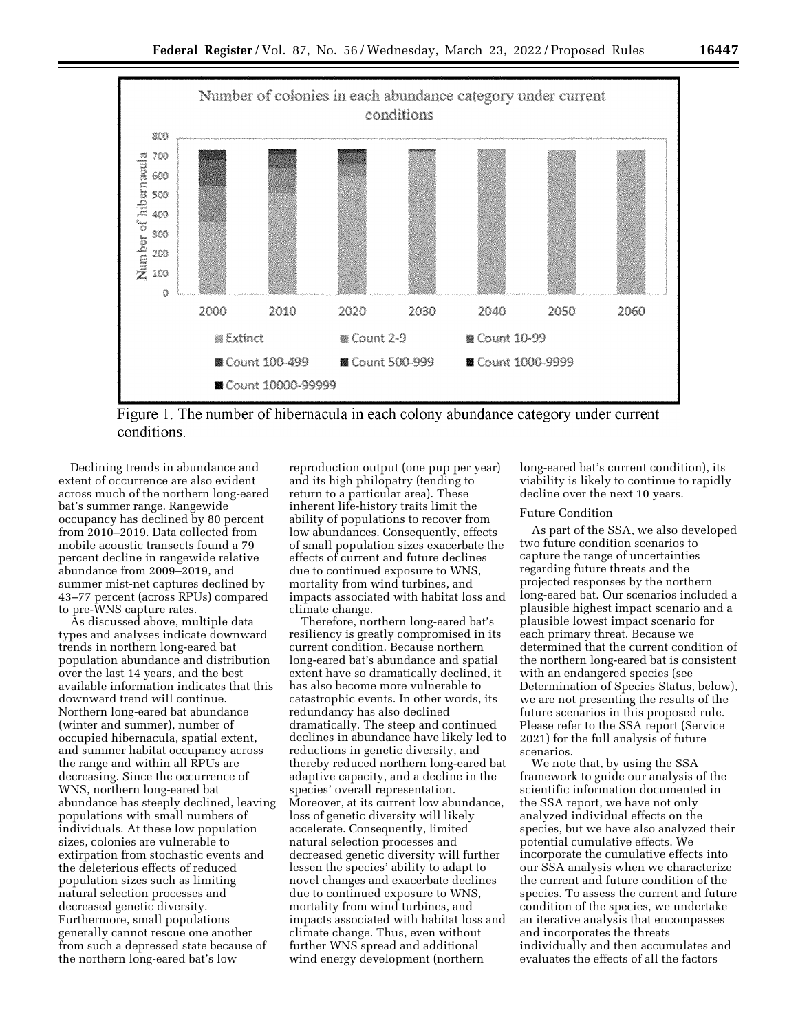Number of colonies in each abundance category under current conditions

Figure 1. The number of hibernacula in each colony abundance category under current conditions.

Declining trends in abundance and extent of occurrence are also evident across much of the northern long-eared bat's summer range. Rangewide occupancy has declined by 80 percent from 2010–2019. Data collected from mobile acoustic transects found a 79 percent decline in rangewide relative abundance from 2009–2019, and summer mist-net captures declined by 43–77 percent (across RPUs) compared to pre-WNS capture rates.

As discussed above, multiple data types and analyses indicate downward trends in northern long-eared bat population abundance and distribution over the last 14 years, and the best available information indicates that this downward trend will continue. Northern long-eared bat abundance (winter and summer), number of occupied hibernacula, spatial extent, and summer habitat occupancy across the range and within all RPUs are decreasing. Since the occurrence of WNS, northern long-eared bat abundance has steeply declined, leaving populations with small numbers of individuals. At these low population sizes, colonies are vulnerable to extirpation from stochastic events and the deleterious effects of reduced population sizes such as limiting natural selection processes and decreased genetic diversity. Furthermore, small populations generally cannot rescue one another from such a depressed state because of the northern long-eared bat's low reproduction output (one pup per year) and its high philopatry (tending to return to a particular area). These inherent life-history traits limit the ability of populations to recover from low abundances. Consequently, effects of small population sizes exacerbate the effects of current and future declines due to continued exposure to WNS, mortality from wind turbines, and impacts associated with habitat loss and climate change.

Therefore, northern long-eared bat's resiliency is greatly compromised in its current condition. Because northern long-eared bat's abundance and spatial extent have so dramatically declined, it has also become more vulnerable to catastrophic events. In other words, its redundancy has also declined dramatically. The steep and continued declines in abundance have likely led to reductions in genetic diversity, and thereby reduced northern long-eared bat adaptive capacity, and a decline in the species' overall representation. Moreover, at its current low abundance, loss of genetic diversity will likely accelerate. Consequently, limited natural selection processes and decreased genetic diversity will further lessen the species' ability to adapt to novel changes and exacerbate declines due to continued exposure to WNS, mortality from wind turbines, and impacts associated with habitat loss and climate change. Thus, even without further WNS spread and additional wind energy development (northern long-eared bat's current condition), its viability is likely to continue to rapidly decline over the next 10 years.

#### Future Condition

As part of the SSA, we also developed two future condition scenarios to capture the range of uncertainties regarding future threats and the projected responses by the northern long-eared bat. Our scenarios included a plausible highest impact scenario and a plausible lowest impact scenario for each primary threat. Because we determined that the current condition of the northern long-eared bat is consistent with an endangered species (see Determination of Species Status, below), we are not presenting the results of the future scenarios in this proposed rule. Please refer to the SSA report (Service 2021) for the full analysis of future scenarios.

We note that, by using the SSA framework to guide our analysis of the scientific information documented in the SSA report, we have not only analyzed individual effects on the species, but we have also analyzed their potential cumulative effects. We incorporate the cumulative effects into our SSA analysis when we characterize the current and future condition of the species. To assess the current and future condition of the species, we undertake an iterative analysis that encompasses and incorporates the threats individually and then accumulates and evaluates the effects of all the factors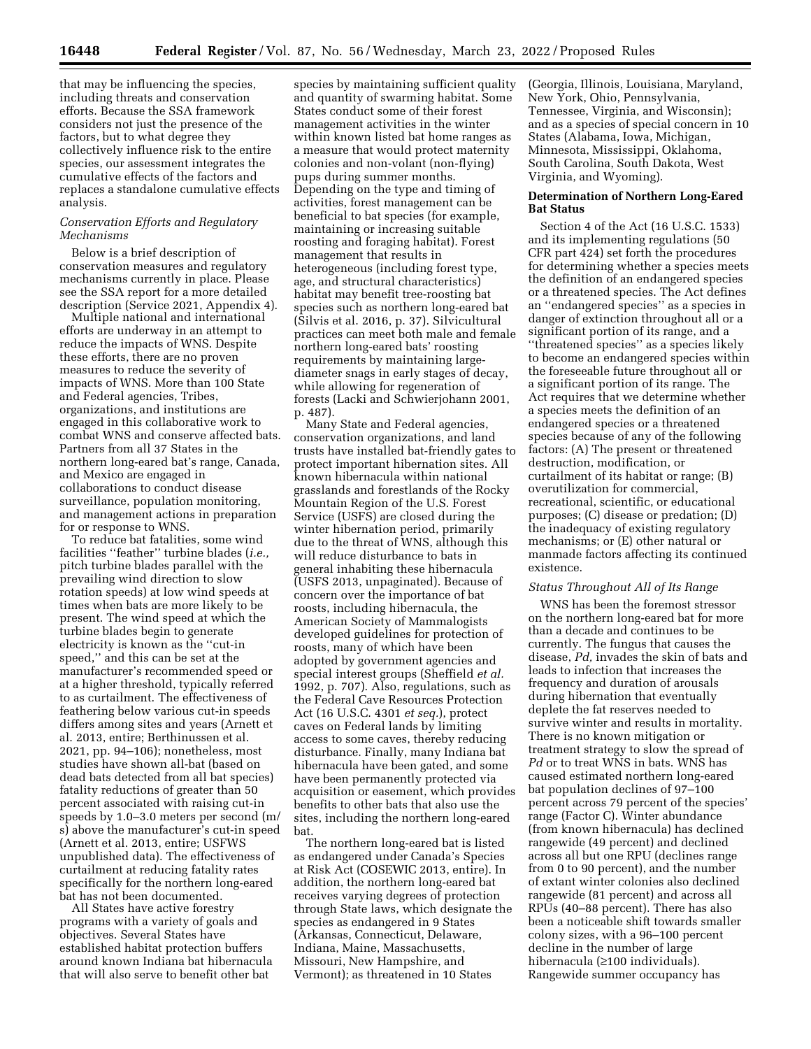that may be influencing the species, including threats and conservation efforts. Because the SSA framework considers not just the presence of the factors, but to what degree they collectively influence risk to the entire species, our assessment integrates the cumulative effects of the factors and replaces a standalone cumulative effects analysis.

### *Conservation Efforts and Regulatory Mechanisms*

Below is a brief description of conservation measures and regulatory mechanisms currently in place. Please see the SSA report for a more detailed description (Service 2021, Appendix 4).

Multiple national and international efforts are underway in an attempt to reduce the impacts of WNS. Despite these efforts, there are no proven measures to reduce the severity of impacts of WNS. More than 100 State and Federal agencies, Tribes, organizations, and institutions are engaged in this collaborative work to combat WNS and conserve affected bats. Partners from all 37 States in the northern long-eared bat's range, Canada, and Mexico are engaged in collaborations to conduct disease surveillance, population monitoring, and management actions in preparation for or response to WNS.

To reduce bat fatalities, some wind facilities ''feather'' turbine blades (*i.e.,* pitch turbine blades parallel with the prevailing wind direction to slow rotation speeds) at low wind speeds at times when bats are more likely to be present. The wind speed at which the turbine blades begin to generate electricity is known as the ''cut-in speed,'' and this can be set at the manufacturer's recommended speed or at a higher threshold, typically referred to as curtailment. The effectiveness of feathering below various cut-in speeds differs among sites and years (Arnett et al. 2013, entire; Berthinussen et al. 2021, pp. 94–106); nonetheless, most studies have shown all-bat (based on dead bats detected from all bat species) fatality reductions of greater than 50 percent associated with raising cut-in speeds by 1.0–3.0 meters per second (m/s) above the manufacturer's cut-in speed (Arnett et al. 2013, entire; USFWS unpublished data). The effectiveness of curtailment at reducing fatality rates specifically for the northern long-eared bat has not been documented.

All States have active forestry programs with a variety of goals and objectives. Several States have established habitat protection buffers around known Indiana bat hibernacula that will also serve to benefit other bat species by maintaining sufficient quality and quantity of swarming habitat. Some States conduct some of their forest management activities in the winter within known listed bat home ranges as a measure that would protect maternity colonies and non-volant (non-flying) pups during summer months. Depending on the type and timing of activities, forest management can be beneficial to bat species (for example, maintaining or increasing suitable roosting and foraging habitat). Forest management that results in heterogeneous (including forest type, age, and structural characteristics) habitat may benefit tree-roosting bat species such as northern long-eared bat (Silvis et al. 2016, p. 37). Silvicultural practices can meet both male and female northern long-eared bats' roosting requirements by maintaining large-diameter snags in early stages of decay, while allowing for regeneration of forests (Lacki and Schwierjohann 2001, p. 487).

Many State and Federal agencies, conservation organizations, and land trusts have installed bat-friendly gates to protect important hibernation sites. All known hibernacula within national grasslands and forestlands of the Rocky Mountain Region of the U.S. Forest Service (USFS) are closed during the winter hibernation period, primarily due to the threat of WNS, although this will reduce disturbance to bats in general inhabiting these hibernacula (USFS 2013, unpaginated). Because of concern over the importance of bat roosts, including hibernacula, the American Society of Mammalogists developed guidelines for protection of roosts, many of which have been adopted by government agencies and special interest groups (Sheffield *et al.* 1992, p. 707). Also, regulations, such as the Federal Cave Resources Protection Act (16 U.S.C. 4301 *et seq.*), protect caves on Federal lands by limiting access to some caves, thereby reducing disturbance. Finally, many Indiana bat hibernacula have been gated, and some have been permanently protected via acquisition or easement, which provides benefits to other bats that also use the sites, including the northern long-eared bat.

The northern long-eared bat is listed as endangered under Canada's Species at Risk Act (COSEWIC 2013, entire). In addition, the northern long-eared bat receives varying degrees of protection through State laws, which designate the species as endangered in 9 States (Arkansas, Connecticut, Delaware, Indiana, Maine, Massachusetts, Missouri, New Hampshire, and Vermont); as threatened in 10 States (Georgia, Illinois, Louisiana, Maryland, New York, Ohio, Pennsylvania, Tennessee, Virginia, and Wisconsin); and as a species of special concern in 10 States (Alabama, Iowa, Michigan, Minnesota, Mississippi, Oklahoma, South Carolina, South Dakota, West Virginia, and Wyoming).

## Determination of Northern Long-Eared Bat Status

Section 4 of the Act (16 U.S.C. 1533) and its implementing regulations (50 CFR part 424) set forth the procedures for determining whether a species meets the definition of an endangered species or a threatened species. The Act defines an ''endangered species'' as a species in danger of extinction throughout all or a significant portion of its range, and a ''threatened species'' as a species likely to become an endangered species within the foreseeable future throughout all or a significant portion of its range. The Act requires that we determine whether a species meets the definition of an endangered species or a threatened species because of any of the following factors: (A) The present or threatened destruction, modification, or curtailment of its habitat or range; (B) overutilization for commercial, recreational, scientific, or educational purposes; (C) disease or predation; (D) the inadequacy of existing regulatory mechanisms; or (E) other natural or manmade factors affecting its continued existence.

### *Status Throughout All of Its Range*

WNS has been the foremost stressor on the northern long-eared bat for more than a decade and continues to be currently. The fungus that causes the disease, *Pd,* invades the skin of bats and leads to infection that increases the frequency and duration of arousals during hibernation that eventually deplete the fat reserves needed to survive winter and results in mortality. There is no known mitigation or treatment strategy to slow the spread of *Pd* or to treat WNS in bats. WNS has caused estimated northern long-eared bat population declines of 97–100 percent across 79 percent of the species' range (Factor C). Winter abundance (from known hibernacula) has declined rangewide (49 percent) and declined across all but one RPU (declines range from 0 to 90 percent), and the number of extant winter colonies also declined rangewide (81 percent) and across all RPUs (40–88 percent). There has also been a noticeable shift towards smaller colony sizes, with a 96–100 percent decline in the number of large hibernacula (≥100 individuals). Rangewide summer occupancy has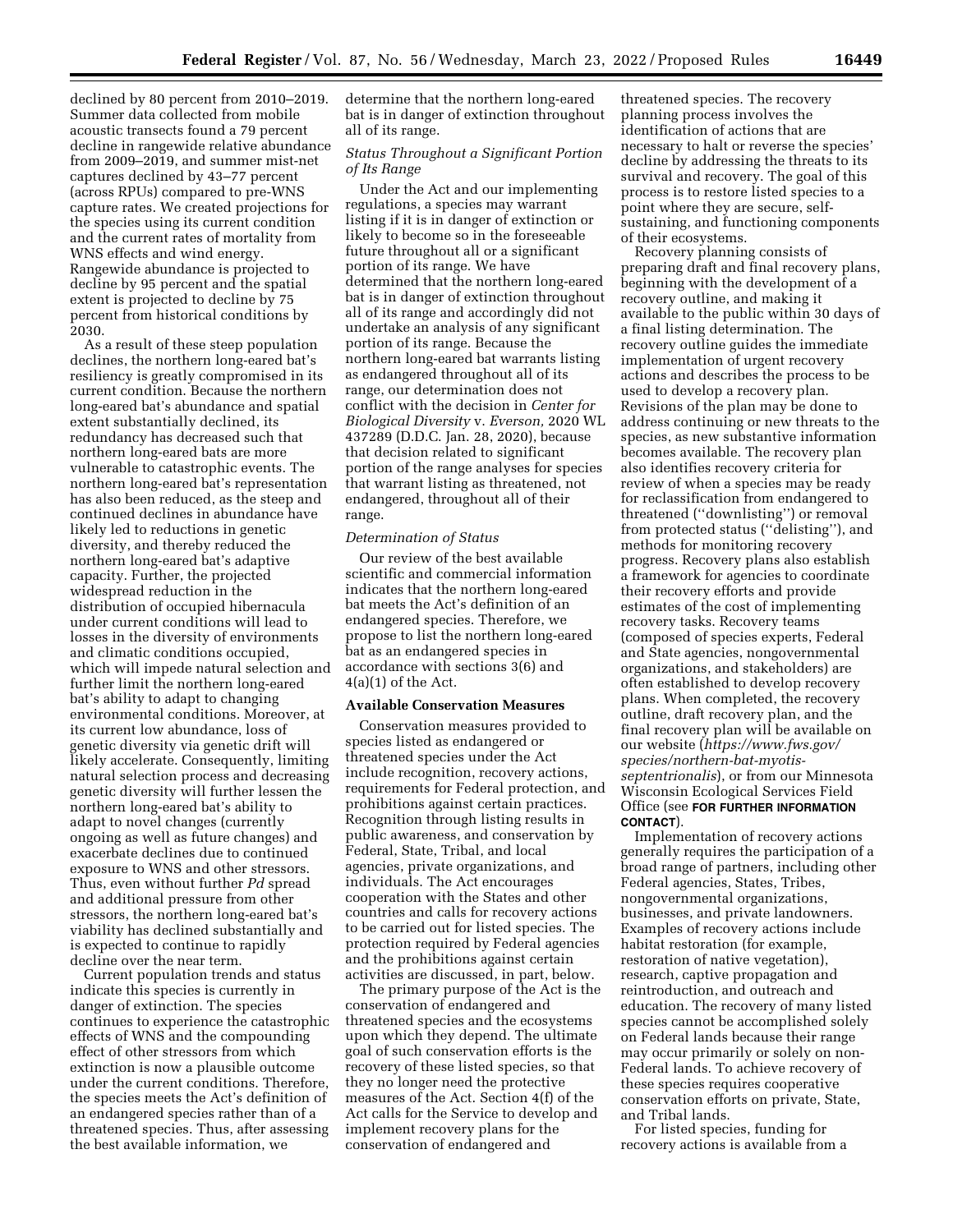declined by 80 percent from 2010–2019. Summer data collected from mobile acoustic transects found a 79 percent decline in rangewide relative abundance from 2009–2019, and summer mist-net captures declined by 43–77 percent (across RPUs) compared to pre-WNS capture rates. We created projections for the species using its current condition and the current rates of mortality from WNS effects and wind energy. Rangewide abundance is projected to decline by 95 percent and the spatial extent is projected to decline by 75 percent from historical conditions by 2030.

As a result of these steep population declines, the northern long-eared bat's resiliency is greatly compromised in its current condition. Because the northern long-eared bat's abundance and spatial extent substantially declined, its redundancy has decreased such that northern long-eared bats are more vulnerable to catastrophic events. The northern long-eared bat's representation has also been reduced, as the steep and continued declines in abundance have likely led to reductions in genetic diversity, and thereby reduced the northern long-eared bat's adaptive capacity. Further, the projected widespread reduction in the distribution of occupied hibernacula under current conditions will lead to losses in the diversity of environments and climatic conditions occupied, which will impede natural selection and further limit the northern long-eared bat's ability to adapt to changing environmental conditions. Moreover, at its current low abundance, loss of genetic diversity via genetic drift will likely accelerate. Consequently, limiting natural selection process and decreasing genetic diversity will further lessen the northern long-eared bat's ability to adapt to novel changes (currently ongoing as well as future changes) and exacerbate declines due to continued exposure to WNS and other stressors. Thus, even without further *Pd* spread and additional pressure from other stressors, the northern long-eared bat's viability has declined substantially and is expected to continue to rapidly decline over the near term.

Current population trends and status indicate this species is currently in danger of extinction. The species continues to experience the catastrophic effects of WNS and the compounding effect of other stressors from which extinction is now a plausible outcome under the current conditions. Therefore, the species meets the Act's definition of an endangered species rather than of a threatened species. Thus, after assessing the best available information, we determine that the northern long-eared bat is in danger of extinction throughout all of its range.

*Status Throughout a Significant Portion of Its Range*

Under the Act and our implementing regulations, a species may warrant listing if it is in danger of extinction or likely to become so in the foreseeable future throughout all or a significant portion of its range. We have determined that the northern long-eared bat is in danger of extinction throughout all of its range and accordingly did not undertake an analysis of any significant portion of its range. Because the northern long-eared bat warrants listing as endangered throughout all of its range, our determination does not conflict with the decision in *Center for Biological Diversity* v. *Everson,* 2020 WL 437289 (D.D.C. Jan. 28, 2020), because that decision related to significant portion of the range analyses for species that warrant listing as threatened, not endangered, throughout all of their range.

*Determination of Status*

Our review of the best available scientific and commercial information indicates that the northern long-eared bat meets the Act's definition of an endangered species. Therefore, we propose to list the northern long-eared bat as an endangered species in accordance with sections 3(6) and 4(a)(1) of the Act.

**Available Conservation Measures**

Conservation measures provided to species listed as endangered or threatened species under the Act include recognition, recovery actions, requirements for Federal protection, and prohibitions against certain practices. Recognition through listing results in public awareness, and conservation by Federal, State, Tribal, and local agencies, private organizations, and individuals. The Act encourages cooperation with the States and other countries and calls for recovery actions to be carried out for listed species. The protection required by Federal agencies and the prohibitions against certain activities are discussed, in part, below.

The primary purpose of the Act is the conservation of endangered and threatened species and the ecosystems upon which they depend. The ultimate goal of such conservation efforts is the recovery of these listed species, so that they no longer need the protective measures of the Act. Section 4(f) of the Act calls for the Service to develop and implement recovery plans for the conservation of endangered and threatened species. The recovery planning process involves the identification of actions that are necessary to halt or reverse the species' decline by addressing the threats to its survival and recovery. The goal of this process is to restore listed species to a point where they are secure, self-sustaining, and functioning components of their ecosystems.

Recovery planning consists of preparing draft and final recovery plans, beginning with the development of a recovery outline, and making it available to the public within 30 days of a final listing determination. The recovery outline guides the immediate implementation of urgent recovery actions and describes the process to be used to develop a recovery plan. Revisions of the plan may be done to address continuing or new threats to the species, as new substantive information becomes available. The recovery plan also identifies recovery criteria for review of when a species may be ready for reclassification from endangered to threatened (''downlisting'') or removal from protected status (''delisting''), and methods for monitoring recovery progress. Recovery plans also establish a framework for agencies to coordinate their recovery efforts and provide estimates of the cost of implementing recovery tasks. Recovery teams (composed of species experts, Federal and State agencies, nongovernmental organizations, and stakeholders) are often established to develop recovery plans. When completed, the recovery outline, draft recovery plan, and the final recovery plan will be available on our website (*https://www.fws.gov/species/northern-bat-myotis-septentrionalis*), or from our Minnesota Wisconsin Ecological Services Field Office (see **FOR FURTHER INFORMATION CONTACT**).

Implementation of recovery actions generally requires the participation of a broad range of partners, including other Federal agencies, States, Tribes, nongovernmental organizations, businesses, and private landowners. Examples of recovery actions include habitat restoration (for example, restoration of native vegetation), research, captive propagation and reintroduction, and outreach and education. The recovery of many listed species cannot be accomplished solely on Federal lands because their range may occur primarily or solely on non-Federal lands. To achieve recovery of these species requires cooperative conservation efforts on private, State, and Tribal lands.

For listed species, funding for recovery actions is available from a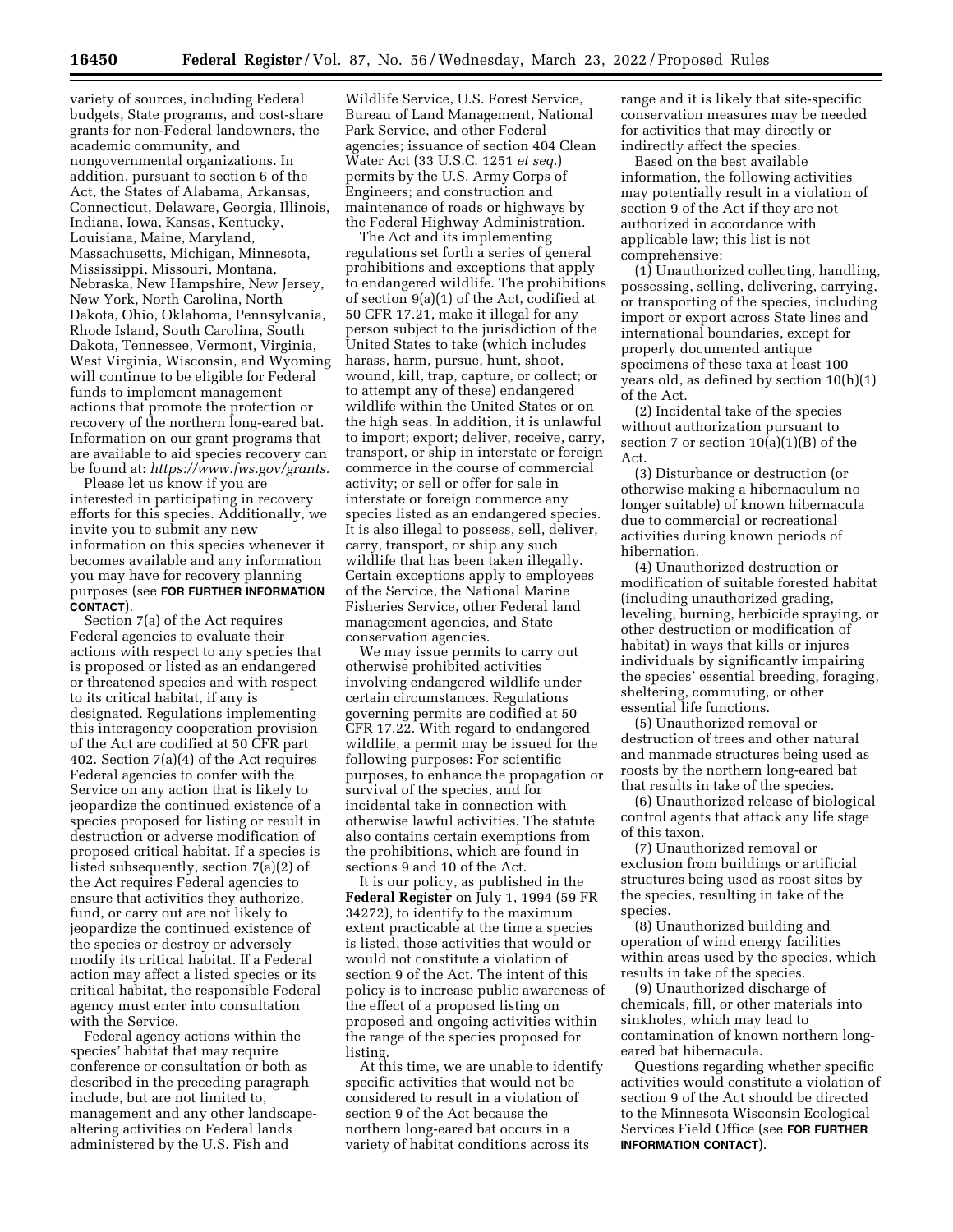variety of sources, including Federal budgets, State programs, and cost-share grants for non-Federal landowners, the academic community, and nongovernmental organizations. In addition, pursuant to section 6 of the Act, the States of Alabama, Arkansas, Connecticut, Delaware, Georgia, Illinois, Indiana, Iowa, Kansas, Kentucky, Louisiana, Maine, Maryland, Massachusetts, Michigan, Minnesota, Mississippi, Missouri, Montana, Nebraska, New Hampshire, New Jersey, New York, North Carolina, North Dakota, Ohio, Oklahoma, Pennsylvania, Rhode Island, South Carolina, South Dakota, Tennessee, Vermont, Virginia, West Virginia, Wisconsin, and Wyoming will continue to be eligible for Federal funds to implement management actions that promote the protection or recovery of the northern long-eared bat. Information on our grant programs that are available to aid species recovery can be found at: *https://www.fws.gov/grants.*

Please let us know if you are interested in participating in recovery efforts for this species. Additionally, we invite you to submit any new information on this species whenever it becomes available and any information you may have for recovery planning purposes (see **FOR FURTHER INFORMATION CONTACT**).

Section 7(a) of the Act requires Federal agencies to evaluate their actions with respect to any species that is proposed or listed as an endangered or threatened species and with respect to its critical habitat, if any is designated. Regulations implementing this interagency cooperation provision of the Act are codified at 50 CFR part 402. Section 7(a)(4) of the Act requires Federal agencies to confer with the Service on any action that is likely to jeopardize the continued existence of a species proposed for listing or result in destruction or adverse modification of proposed critical habitat. If a species is listed subsequently, section 7(a)(2) of the Act requires Federal agencies to ensure that activities they authorize, fund, or carry out are not likely to jeopardize the continued existence of the species or destroy or adversely modify its critical habitat. If a Federal action may affect a listed species or its critical habitat, the responsible Federal agency must enter into consultation with the Service.

Federal agency actions within the species' habitat that may require conference or consultation or both as described in the preceding paragraph include, but are not limited to, management and any other landscape-altering activities on Federal lands administered by the U.S. Fish and Wildlife Service, U.S. Forest Service, Bureau of Land Management, National Park Service, and other Federal agencies; issuance of section 404 Clean Water Act (33 U.S.C. 1251 *et seq.*) permits by the U.S. Army Corps of Engineers; and construction and maintenance of roads or highways by the Federal Highway Administration.

The Act and its implementing regulations set forth a series of general prohibitions and exceptions that apply to endangered wildlife. The prohibitions of section 9(a)(1) of the Act, codified at 50 CFR 17.21, make it illegal for any person subject to the jurisdiction of the United States to take (which includes harass, harm, pursue, hunt, shoot, wound, kill, trap, capture, or collect; or to attempt any of these) endangered wildlife within the United States or on the high seas. In addition, it is unlawful to import; export; deliver, receive, carry, transport, or ship in interstate or foreign commerce in the course of commercial activity; or sell or offer for sale in interstate or foreign commerce any species listed as an endangered species. It is also illegal to possess, sell, deliver, carry, transport, or ship any such wildlife that has been taken illegally. Certain exceptions apply to employees of the Service, the National Marine Fisheries Service, other Federal land management agencies, and State conservation agencies.

We may issue permits to carry out otherwise prohibited activities involving endangered wildlife under certain circumstances. Regulations governing permits are codified at 50 CFR 17.22. With regard to endangered wildlife, a permit may be issued for the following purposes: For scientific purposes, to enhance the propagation or survival of the species, and for incidental take in connection with otherwise lawful activities. The statute also contains certain exemptions from the prohibitions, which are found in sections 9 and 10 of the Act.

It is our policy, as published in the **Federal Register** on July 1, 1994 (59 FR 34272), to identify to the maximum extent practicable at the time a species is listed, those activities that would or would not constitute a violation of section 9 of the Act. The intent of this policy is to increase public awareness of the effect of a proposed listing on proposed and ongoing activities within the range of the species proposed for listing.

At this time, we are unable to identify specific activities that would not be considered to result in a violation of section 9 of the Act because the northern long-eared bat occurs in a variety of habitat conditions across its range and it is likely that site-specific conservation measures may be needed for activities that may directly or indirectly affect the species.

Based on the best available information, the following activities may potentially result in a violation of section 9 of the Act if they are not authorized in accordance with applicable law; this list is not comprehensive:

(1) Unauthorized collecting, handling, possessing, selling, delivering, carrying, or transporting of the species, including import or export across State lines and international boundaries, except for properly documented antique specimens of these taxa at least 100 years old, as defined by section 10(h)(1) of the Act.

(2) Incidental take of the species without authorization pursuant to section 7 or section 10(a)(1)(B) of the Act.

(3) Disturbance or destruction (or otherwise making a hibernaculum no longer suitable) of known hibernacula due to commercial or recreational activities during known periods of hibernation.

(4) Unauthorized destruction or modification of suitable forested habitat (including unauthorized grading, leveling, burning, herbicide spraying, or other destruction or modification of habitat) in ways that kills or injures individuals by significantly impairing the species' essential breeding, foraging, sheltering, commuting, or other essential life functions.

(5) Unauthorized removal or destruction of trees and other natural and manmade structures being used as roosts by the northern long-eared bat that results in take of the species.

(6) Unauthorized release of biological control agents that attack any life stage of this taxon.

(7) Unauthorized removal or exclusion from buildings or artificial structures being used as roost sites by the species, resulting in take of the species.

(8) Unauthorized building and operation of wind energy facilities within areas used by the species, which results in take of the species.

(9) Unauthorized discharge of chemicals, fill, or other materials into sinkholes, which may lead to contamination of known northern long-eared bat hibernacula.

Questions regarding whether specific activities would constitute a violation of section 9 of the Act should be directed to the Minnesota Wisconsin Ecological Services Field Office (see **FOR FURTHER INFORMATION CONTACT**).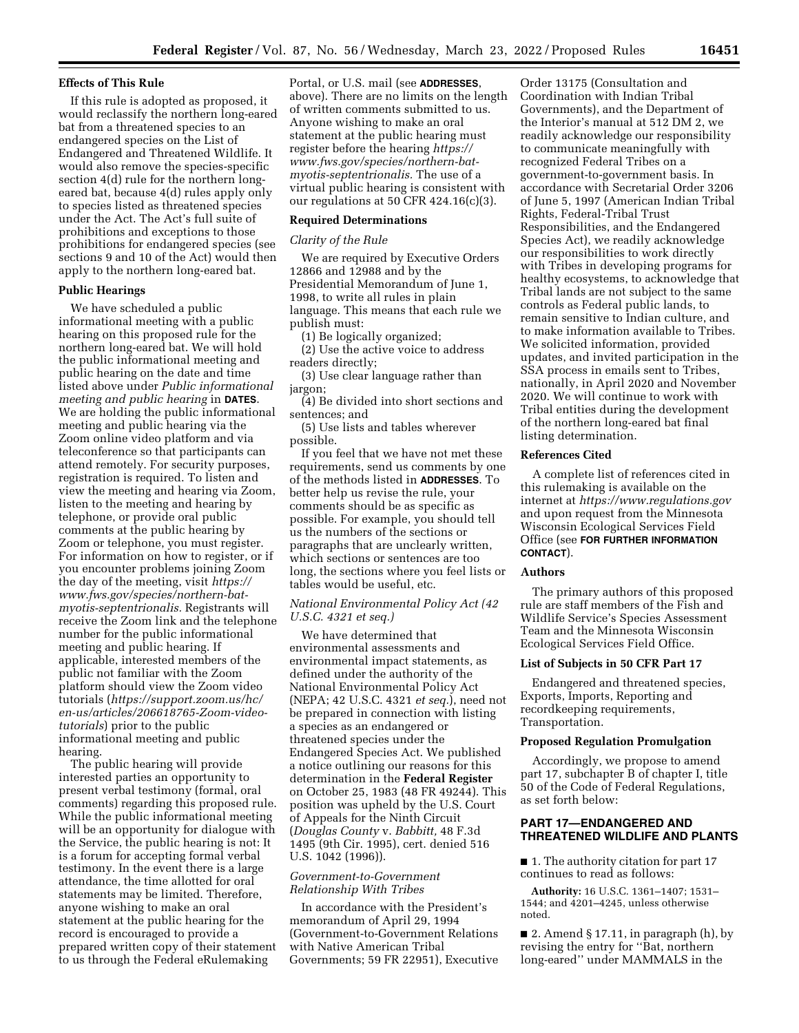### Effects of This Rule

If this rule is adopted as proposed, it would reclassify the northern long-eared bat from a threatened species to an endangered species on the List of Endangered and Threatened Wildlife. It would also remove the species-specific section 4(d) rule for the northern long-eared bat, because 4(d) rules apply only to species listed as threatened species under the Act. The Act's full suite of prohibitions and exceptions to those prohibitions for endangered species (see sections 9 and 10 of the Act) would then apply to the northern long-eared bat.

### Public Hearings

We have scheduled a public informational meeting with a public hearing on this proposed rule for the northern long-eared bat. We will hold the public informational meeting and public hearing on the date and time listed above under *Public informational meeting and public hearing* in **DATES**. We are holding the public informational meeting and public hearing via the Zoom online video platform and via teleconference so that participants can attend remotely. For security purposes, registration is required. To listen and view the meeting and hearing via Zoom, listen to the meeting and hearing by telephone, or provide oral public comments at the public hearing by Zoom or telephone, you must register. For information on how to register, or if you encounter problems joining Zoom the day of the meeting, visit *https://www.fws.gov/species/northern-bat-myotis-septentrionalis.* Registrants will receive the Zoom link and the telephone number for the public informational meeting and public hearing. If applicable, interested members of the public not familiar with the Zoom platform should view the Zoom video tutorials (*https://support.zoom.us/hc/en-us/articles/206618765-Zoom-video-tutorials*) prior to the public informational meeting and public hearing.

The public hearing will provide interested parties an opportunity to present verbal testimony (formal, oral comments) regarding this proposed rule. While the public informational meeting will be an opportunity for dialogue with the Service, the public hearing is not: It is a forum for accepting formal verbal testimony. In the event there is a large attendance, the time allotted for oral statements may be limited. Therefore, anyone wishing to make an oral statement at the public hearing for the record is encouraged to provide a prepared written copy of their statement to us through the Federal eRulemaking Portal, or U.S. mail (see **ADDRESSES**, above). There are no limits on the length of written comments submitted to us. Anyone wishing to make an oral statement at the public hearing must register before the hearing *https://www.fws.gov/species/northern-bat-myotis-septentrionalis.* The use of a virtual public hearing is consistent with our regulations at 50 CFR 424.16(c)(3).

### Required Determinations

*Clarity of the Rule*

We are required by Executive Orders 12866 and 12988 and by the Presidential Memorandum of June 1, 1998, to write all rules in plain language. This means that each rule we publish must:

(1) Be logically organized;

(2) Use the active voice to address readers directly;

(3) Use clear language rather than jargon;

(4) Be divided into short sections and sentences; and

(5) Use lists and tables wherever possible.

If you feel that we have not met these requirements, send us comments by one of the methods listed in **ADDRESSES**. To better help us revise the rule, your comments should be as specific as possible. For example, you should tell us the numbers of the sections or paragraphs that are unclearly written, which sections or sentences are too long, the sections where you feel lists or tables would be useful, etc.

*National Environmental Policy Act (42 U.S.C. 4321 et seq.)*

We have determined that environmental assessments and environmental impact statements, as defined under the authority of the National Environmental Policy Act (NEPA; 42 U.S.C. 4321 *et seq.*), need not be prepared in connection with listing a species as an endangered or threatened species under the Endangered Species Act. We published a notice outlining our reasons for this determination in the **Federal Register** on October 25, 1983 (48 FR 49244). This position was upheld by the U.S. Court of Appeals for the Ninth Circuit (*Douglas County* v. *Babbitt,* 48 F.3d 1495 (9th Cir. 1995), cert. denied 516 U.S. 1042 (1996)).

*Government-to-Government Relationship With Tribes*

In accordance with the President's memorandum of April 29, 1994 (Government-to-Government Relations with Native American Tribal Governments; 59 FR 22951), Executive Order 13175 (Consultation and Coordination with Indian Tribal Governments), and the Department of the Interior's manual at 512 DM 2, we readily acknowledge our responsibility to communicate meaningfully with recognized Federal Tribes on a government-to-government basis. In accordance with Secretarial Order 3206 of June 5, 1997 (American Indian Tribal Rights, Federal-Tribal Trust Responsibilities, and the Endangered Species Act), we readily acknowledge our responsibilities to work directly with Tribes in developing programs for healthy ecosystems, to acknowledge that Tribal lands are not subject to the same controls as Federal public lands, to remain sensitive to Indian culture, and to make information available to Tribes. We solicited information, provided updates, and invited participation in the SSA process in emails sent to Tribes, nationally, in April 2020 and November 2020. We will continue to work with Tribal entities during the development of the northern long-eared bat final listing determination.

### References Cited

A complete list of references cited in this rulemaking is available on the internet at *https://www.regulations.gov* and upon request from the Minnesota Wisconsin Ecological Services Field Office (see **FOR FURTHER INFORMATION CONTACT**).

### Authors

The primary authors of this proposed rule are staff members of the Fish and Wildlife Service's Species Assessment Team and the Minnesota Wisconsin Ecological Services Field Office.

### List of Subjects in 50 CFR Part 17

Endangered and threatened species, Exports, Imports, Reporting and recordkeeping requirements, Transportation.

### Proposed Regulation Promulgation

Accordingly, we propose to amend part 17, subchapter B of chapter I, title 50 of the Code of Federal Regulations, as set forth below:

## PART 17—ENDANGERED AND THREATENED WILDLIFE AND PLANTS

■ 1. The authority citation for part 17 continues to read as follows:

**Authority:** 16 U.S.C. 1361–1407; 1531–1544; and 4201–4245, unless otherwise noted.

■ 2. Amend § 17.11, in paragraph (h), by revising the entry for "Bat, northern long-eared" under MAMMALS in the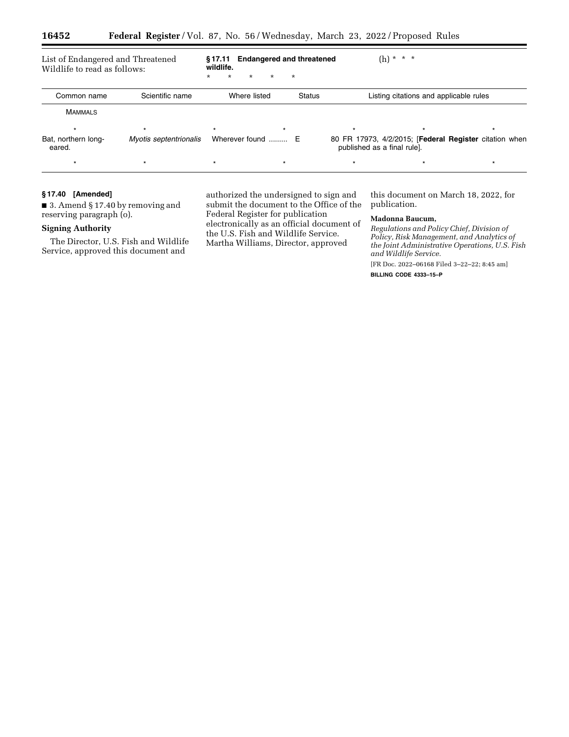List of Endangered and Threatened Wildlife to read as follows:

**§ 17.11 Endangered and threatened wildlife.**

\* \* \* \* \*

(h) \* \* \*

| Common name | Scientific name | Where listed | Status | Listing citations and applicable rules |
| --- | --- | --- | --- | --- |
| MAMMALS | | | | |
| \* | \* | \* | \* | \* |
| Bat, northern long-eared. | *Myotis septentrionalis* | Wherever found | E | 80 FR 17973, 4/2/2015; [**Federal Register** citation when published as a final rule]. |
| \* | \* | \* | \* | \* |

**§ 17.40 [Amended]**

■ 3. Amend § 17.40 by removing and reserving paragraph (o).

**Signing Authority**

The Director, U.S. Fish and Wildlife Service, approved this document and authorized the undersigned to sign and submit the document to the Office of the Federal Register for publication electronically as an official document of the U.S. Fish and Wildlife Service. Martha Williams, Director, approved this document on March 18, 2022, for publication.

**Madonna Baucum,**

*Regulations and Policy Chief, Division of Policy, Risk Management, and Analytics of the Joint Administrative Operations, U.S. Fish and Wildlife Service.*

[FR Doc. 2022–06168 Filed 3–22–22; 8:45 am]

**BILLING CODE 4333–15–P**